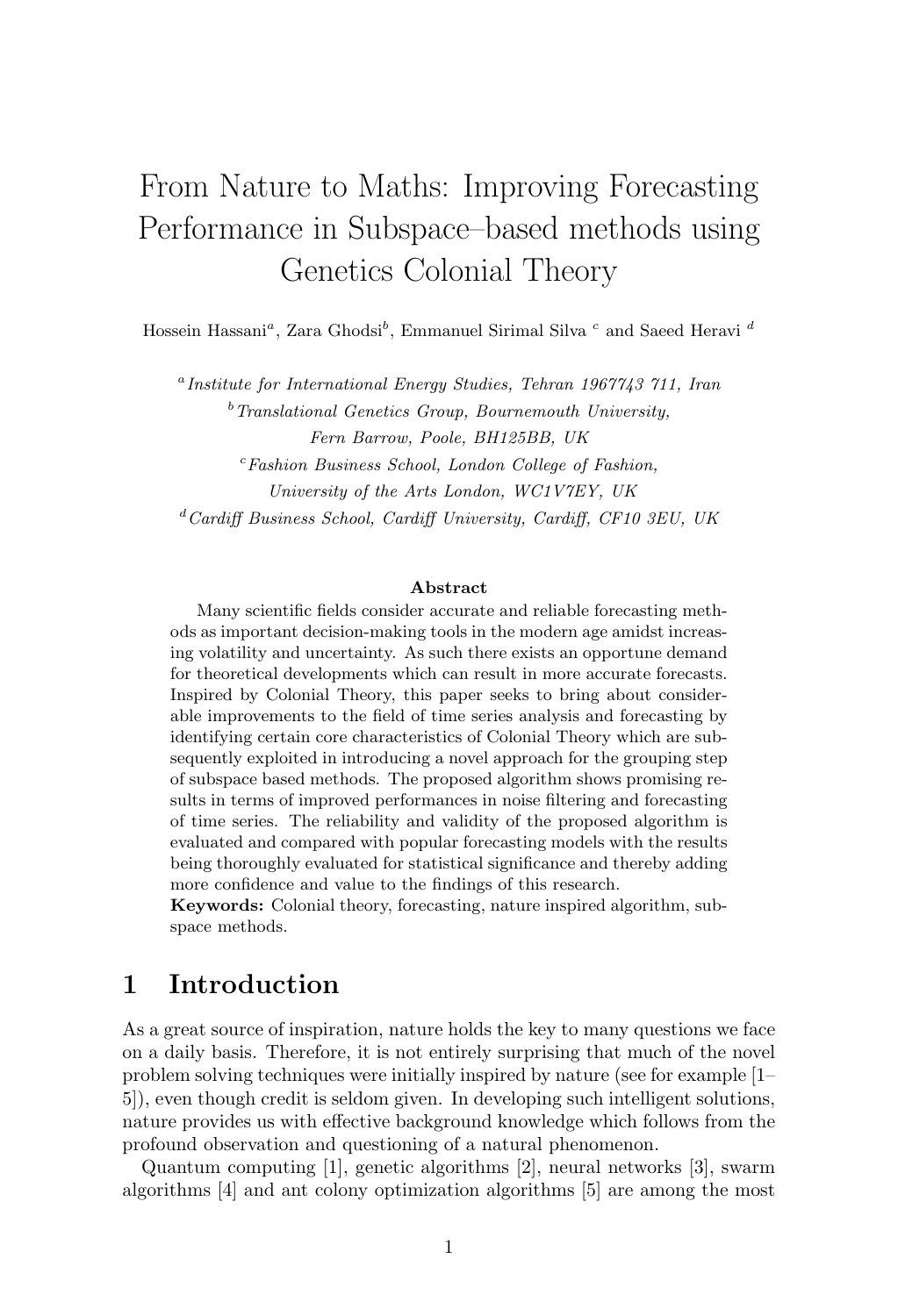# From Nature to Maths: Improving Forecasting Performance in Subspace–based methods using Genetics Colonial Theory

Hossein Hassani[a], Zara Ghodsi[b], Emmanuel Sirimal Silva[c] and Saeed Heravi[d]

[a] *Institute for International Energy Studies, Tehran 1967743 711, Iran*

[b] *Translational Genetics Group, Bournemouth University, Fern Barrow, Poole, BH125BB, UK*

[c] *Fashion Business School, London College of Fashion, University of the Arts London, WC1V7EY, UK*

[d] *Cardiff Business School, Cardiff University, Cardiff, CF10 3EU, UK*

**Abstract**

Many scientific fields consider accurate and reliable forecasting methods as important decision-making tools in the modern age amidst increasing volatility and uncertainty. As such there exists an opportune demand for theoretical developments which can result in more accurate forecasts. Inspired by Colonial Theory, this paper seeks to bring about considerable improvements to the field of time series analysis and forecasting by identifying certain core characteristics of Colonial Theory which are subsequently exploited in introducing a novel approach for the grouping step of subspace based methods. The proposed algorithm shows promising results in terms of improved performances in noise filtering and forecasting of time series. The reliability and validity of the proposed algorithm is evaluated and compared with popular forecasting models with the results being thoroughly evaluated for statistical significance and thereby adding more confidence and value to the findings of this research.

**Keywords:** Colonial theory, forecasting, nature inspired algorithm, subspace methods.

## 1 Introduction

As a great source of inspiration, nature holds the key to many questions we face on a daily basis. Therefore, it is not entirely surprising that much of the novel problem solving techniques were initially inspired by nature (see for example [1–5]), even though credit is seldom given. In developing such intelligent solutions, nature provides us with effective background knowledge which follows from the profound observation and questioning of a natural phenomenon.

Quantum computing [1], genetic algorithms [2], neural networks [3], swarm algorithms [4] and ant colony optimization algorithms [5] are among the most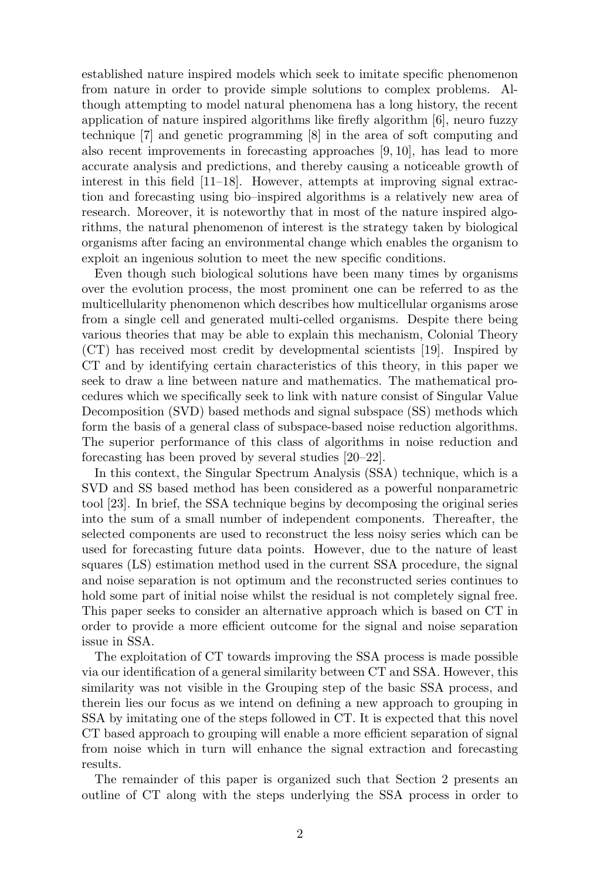established nature inspired models which seek to imitate specific phenomenon from nature in order to provide simple solutions to complex problems. Although attempting to model natural phenomena has a long history, the recent application of nature inspired algorithms like firefly algorithm [6], neuro fuzzy technique [7] and genetic programming [8] in the area of soft computing and also recent improvements in forecasting approaches [9, 10], has lead to more accurate analysis and predictions, and thereby causing a noticeable growth of interest in this field [11–18]. However, attempts at improving signal extraction and forecasting using bio–inspired algorithms is a relatively new area of research. Moreover, it is noteworthy that in most of the nature inspired algorithms, the natural phenomenon of interest is the strategy taken by biological organisms after facing an environmental change which enables the organism to exploit an ingenious solution to meet the new specific conditions.

Even though such biological solutions have been many times by organisms over the evolution process, the most prominent one can be referred to as the multicellularity phenomenon which describes how multicellular organisms arose from a single cell and generated multi-celled organisms. Despite there being various theories that may be able to explain this mechanism, Colonial Theory (CT) has received most credit by developmental scientists [19]. Inspired by CT and by identifying certain characteristics of this theory, in this paper we seek to draw a line between nature and mathematics. The mathematical procedures which we specifically seek to link with nature consist of Singular Value Decomposition (SVD) based methods and signal subspace (SS) methods which form the basis of a general class of subspace-based noise reduction algorithms. The superior performance of this class of algorithms in noise reduction and forecasting has been proved by several studies [20–22].

In this context, the Singular Spectrum Analysis (SSA) technique, which is a SVD and SS based method has been considered as a powerful nonparametric tool [23]. In brief, the SSA technique begins by decomposing the original series into the sum of a small number of independent components. Thereafter, the selected components are used to reconstruct the less noisy series which can be used for forecasting future data points. However, due to the nature of least squares (LS) estimation method used in the current SSA procedure, the signal and noise separation is not optimum and the reconstructed series continues to hold some part of initial noise whilst the residual is not completely signal free. This paper seeks to consider an alternative approach which is based on CT in order to provide a more efficient outcome for the signal and noise separation issue in SSA.

The exploitation of CT towards improving the SSA process is made possible via our identification of a general similarity between CT and SSA. However, this similarity was not visible in the Grouping step of the basic SSA process, and therein lies our focus as we intend on defining a new approach to grouping in SSA by imitating one of the steps followed in CT. It is expected that this novel CT based approach to grouping will enable a more efficient separation of signal from noise which in turn will enhance the signal extraction and forecasting results.

The remainder of this paper is organized such that Section 2 presents an outline of CT along with the steps underlying the SSA process in order to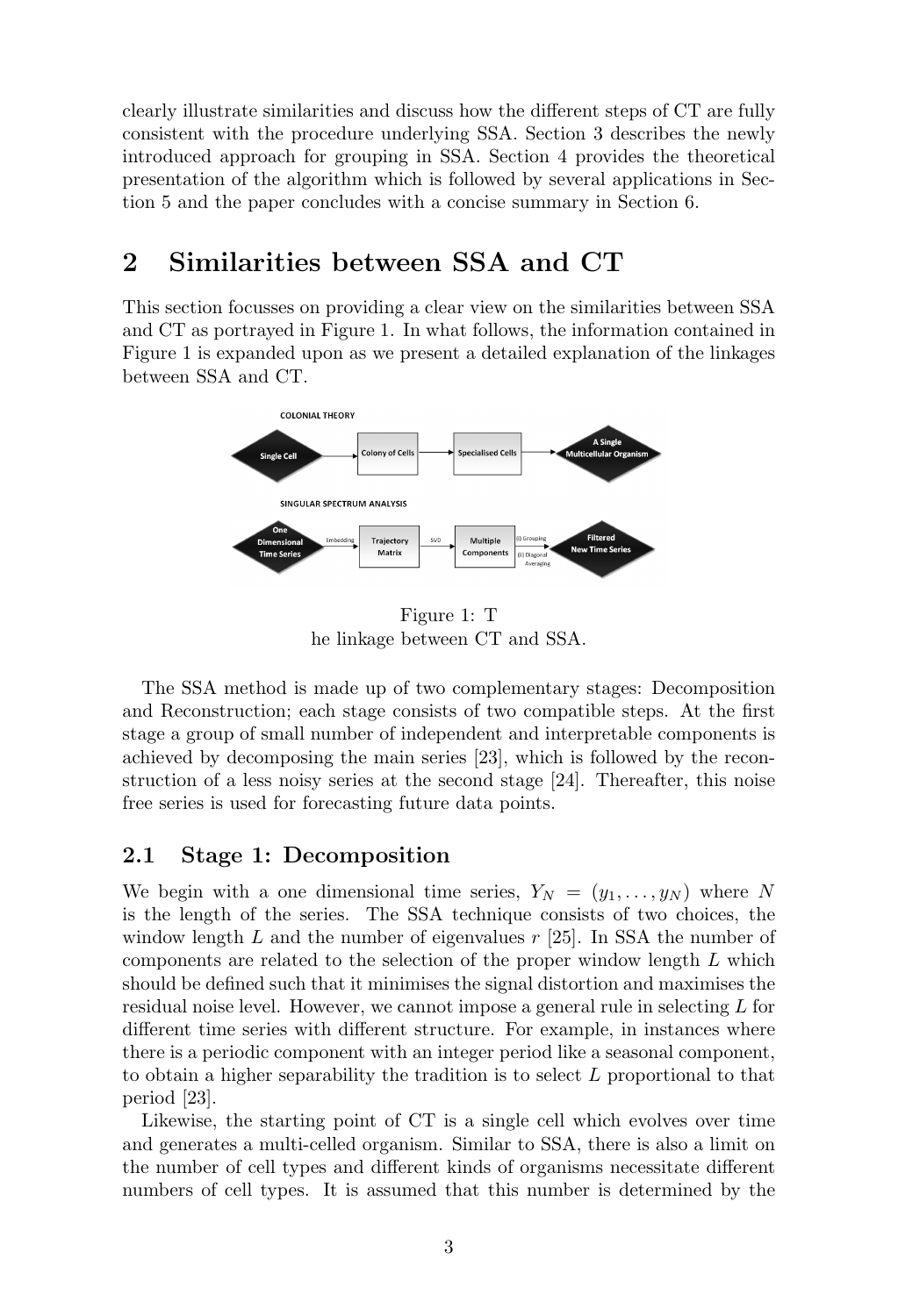clearly illustrate similarities and discuss how the different steps of CT are fully consistent with the procedure underlying SSA. Section 3 describes the newly introduced approach for grouping in SSA. Section 4 provides the theoretical presentation of the algorithm which is followed by several applications in Section 5 and the paper concludes with a concise summary in Section 6.

# 2 Similarities between SSA and CT

This section focusses on providing a clear view on the similarities between SSA and CT as portrayed in Figure 1. In what follows, the information contained in Figure 1 is expanded upon as we present a detailed explanation of the linkages between SSA and CT.

COLONIAL THEORY

Single Cell

Colony of Cells

Specialised Cells

A Single Multicellular Organism

SINGULAR SPECTRUM ANALYSIS

One Dimensional Time Series

Embedding

Trajectory Matrix

SVD

Multiple Components

(i) Grouping

(ii) Diagonal Averaging

Filtered New Time Series

Figure 1: T
he linkage between CT and SSA.

The SSA method is made up of two complementary stages: Decomposition and Reconstruction; each stage consists of two compatible steps. At the first stage a group of small number of independent and interpretable components is achieved by decomposing the main series [23], which is followed by the reconstruction of a less noisy series at the second stage [24]. Thereafter, this noise free series is used for forecasting future data points.

## 2.1 Stage 1: Decomposition

We begin with a one dimensional time series, $Y_N = (y_1, \ldots, y_N)$ where $N$ is the length of the series. The SSA technique consists of two choices, the window length $L$ and the number of eigenvalues $r$ [25]. In SSA the number of components are related to the selection of the proper window length $L$ which should be defined such that it minimises the signal distortion and maximises the residual noise level. However, we cannot impose a general rule in selecting $L$ for different time series with different structure. For example, in instances where there is a periodic component with an integer period like a seasonal component, to obtain a higher separability the tradition is to select $L$ proportional to that period [23].

Likewise, the starting point of CT is a single cell which evolves over time and generates a multi-celled organism. Similar to SSA, there is also a limit on the number of cell types and different kinds of organisms necessitate different numbers of cell types. It is assumed that this number is determined by the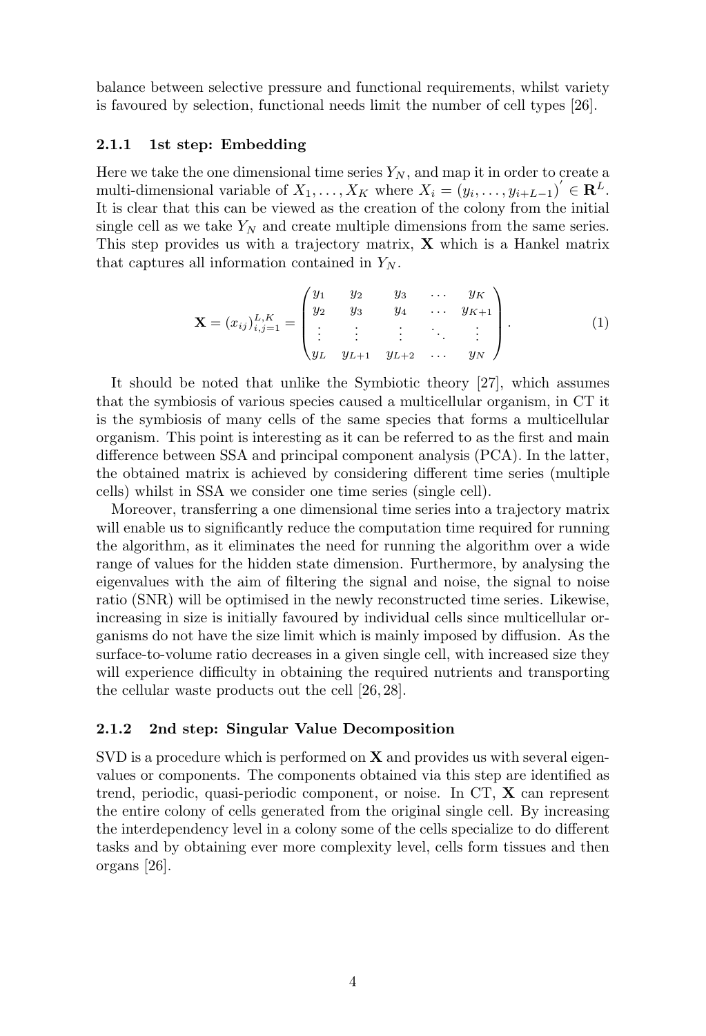balance between selective pressure and functional requirements, whilst variety is favoured by selection, functional needs limit the number of cell types [26].

#### 2.1.1 1st step: Embedding

Here we take the one dimensional time series $Y_N$, and map it in order to create a multi-dimensional variable of $X_1, \ldots, X_K$ where $X_i = (y_i, \ldots, y_{i+L-1})^{'} \in \mathbf{R}^L$. It is clear that this can be viewed as the creation of the colony from the initial single cell as we take $Y_N$ and create multiple dimensions from the same series. This step provides us with a trajectory matrix, $\mathbf{X}$ which is a Hankel matrix that captures all information contained in $Y_N$.

$$\mathbf{X} = (x_{ij})_{i,j=1}^{L,K} = \begin{pmatrix} y_1 & y_2 & y_3 & \ldots & y_K \\ y_2 & y_3 & y_4 & \ldots & y_{K+1} \\ \vdots & \vdots & \vdots & \ddots & \vdots \\ y_L & y_{L+1} & y_{L+2} & \ldots & y_N \end{pmatrix}. \tag{1}$$

It should be noted that unlike the Symbiotic theory [27], which assumes that the symbiosis of various species caused a multicellular organism, in CT it is the symbiosis of many cells of the same species that forms a multicellular organism. This point is interesting as it can be referred to as the first and main difference between SSA and principal component analysis (PCA). In the latter, the obtained matrix is achieved by considering different time series (multiple cells) whilst in SSA we consider one time series (single cell).

Moreover, transferring a one dimensional time series into a trajectory matrix will enable us to significantly reduce the computation time required for running the algorithm, as it eliminates the need for running the algorithm over a wide range of values for the hidden state dimension. Furthermore, by analysing the eigenvalues with the aim of filtering the signal and noise, the signal to noise ratio (SNR) will be optimised in the newly reconstructed time series. Likewise, increasing in size is initially favoured by individual cells since multicellular organisms do not have the size limit which is mainly imposed by diffusion. As the surface-to-volume ratio decreases in a given single cell, with increased size they will experience difficulty in obtaining the required nutrients and transporting the cellular waste products out the cell [26, 28].

#### 2.1.2 2nd step: Singular Value Decomposition

SVD is a procedure which is performed on $\mathbf{X}$ and provides us with several eigenvalues or components. The components obtained via this step are identified as trend, periodic, quasi-periodic component, or noise. In CT, $\mathbf{X}$ can represent the entire colony of cells generated from the original single cell. By increasing the interdependency level in a colony some of the cells specialize to do different tasks and by obtaining ever more complexity level, cells form tissues and then organs [26].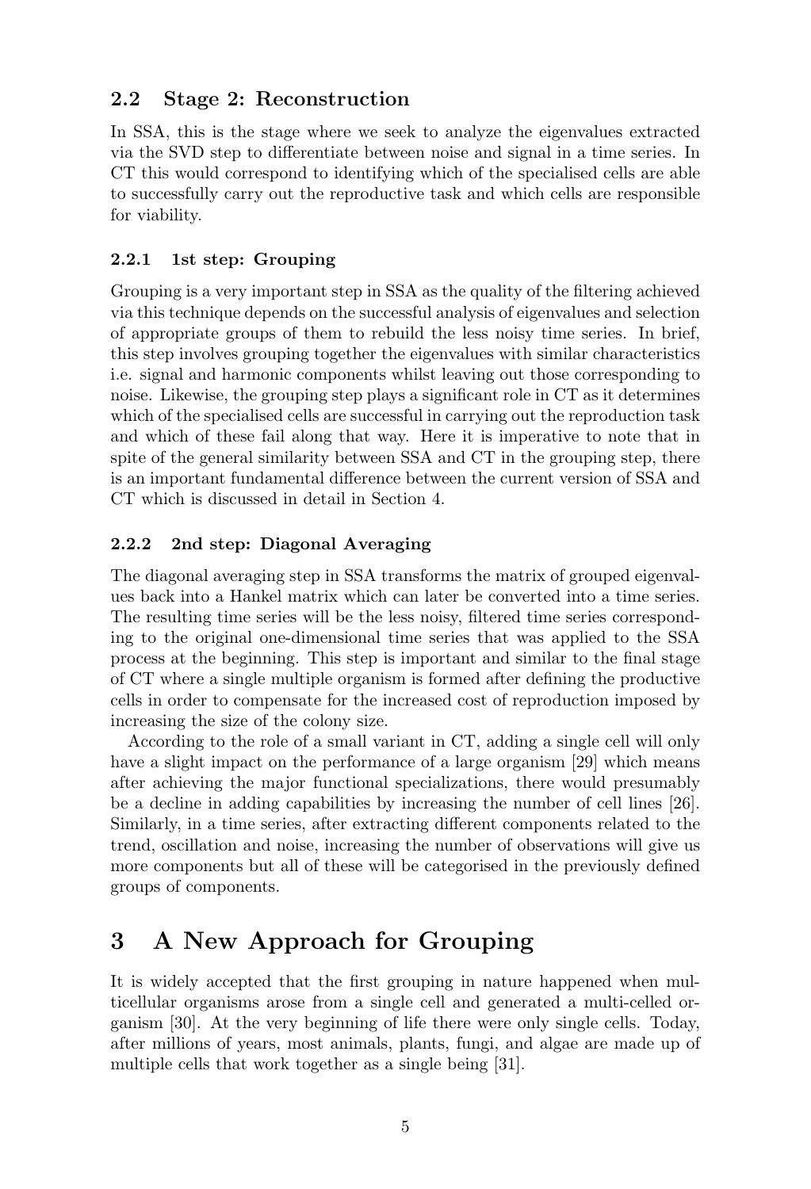### 2.2 Stage 2: Reconstruction

In SSA, this is the stage where we seek to analyze the eigenvalues extracted via the SVD step to differentiate between noise and signal in a time series. In CT this would correspond to identifying which of the specialised cells are able to successfully carry out the reproductive task and which cells are responsible for viability.

#### 2.2.1 1st step: Grouping

Grouping is a very important step in SSA as the quality of the filtering achieved via this technique depends on the successful analysis of eigenvalues and selection of appropriate groups of them to rebuild the less noisy time series. In brief, this step involves grouping together the eigenvalues with similar characteristics i.e. signal and harmonic components whilst leaving out those corresponding to noise. Likewise, the grouping step plays a significant role in CT as it determines which of the specialised cells are successful in carrying out the reproduction task and which of these fail along that way. Here it is imperative to note that in spite of the general similarity between SSA and CT in the grouping step, there is an important fundamental difference between the current version of SSA and CT which is discussed in detail in Section 4.

#### 2.2.2 2nd step: Diagonal Averaging

The diagonal averaging step in SSA transforms the matrix of grouped eigenvalues back into a Hankel matrix which can later be converted into a time series. The resulting time series will be the less noisy, filtered time series corresponding to the original one-dimensional time series that was applied to the SSA process at the beginning. This step is important and similar to the final stage of CT where a single multiple organism is formed after defining the productive cells in order to compensate for the increased cost of reproduction imposed by increasing the size of the colony size.

According to the role of a small variant in CT, adding a single cell will only have a slight impact on the performance of a large organism [29] which means after achieving the major functional specializations, there would presumably be a decline in adding capabilities by increasing the number of cell lines [26]. Similarly, in a time series, after extracting different components related to the trend, oscillation and noise, increasing the number of observations will give us more components but all of these will be categorised in the previously defined groups of components.

## 3 A New Approach for Grouping

It is widely accepted that the first grouping in nature happened when multicellular organisms arose from a single cell and generated a multi-celled organism [30]. At the very beginning of life there were only single cells. Today, after millions of years, most animals, plants, fungi, and algae are made up of multiple cells that work together as a single being [31].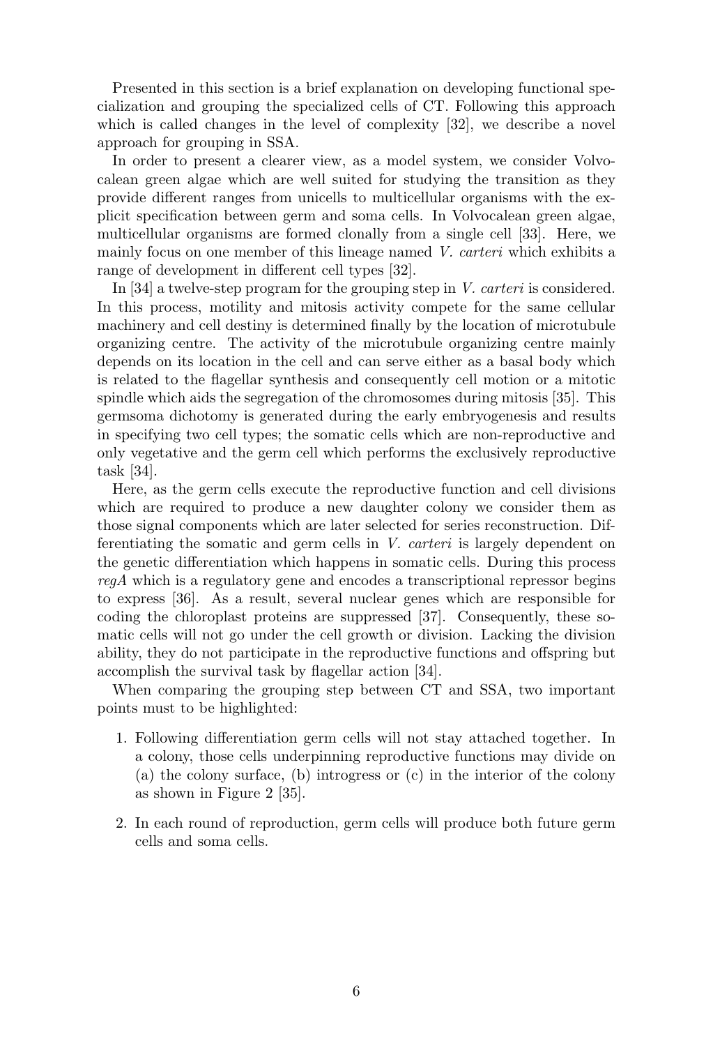Presented in this section is a brief explanation on developing functional specialization and grouping the specialized cells of CT. Following this approach which is called changes in the level of complexity [32], we describe a novel approach for grouping in SSA.

In order to present a clearer view, as a model system, we consider Volvocalean green algae which are well suited for studying the transition as they provide different ranges from unicells to multicellular organisms with the explicit specification between germ and soma cells. In Volvocalean green algae, multicellular organisms are formed clonally from a single cell [33]. Here, we mainly focus on one member of this lineage named *V. carteri* which exhibits a range of development in different cell types [32].

In [34] a twelve-step program for the grouping step in *V. carteri* is considered. In this process, motility and mitosis activity compete for the same cellular machinery and cell destiny is determined finally by the location of microtubule organizing centre. The activity of the microtubule organizing centre mainly depends on its location in the cell and can serve either as a basal body which is related to the flagellar synthesis and consequently cell motion or a mitotic spindle which aids the segregation of the chromosomes during mitosis [35]. This germsoma dichotomy is generated during the early embryogenesis and results in specifying two cell types; the somatic cells which are non-reproductive and only vegetative and the germ cell which performs the exclusively reproductive task [34].

Here, as the germ cells execute the reproductive function and cell divisions which are required to produce a new daughter colony we consider them as those signal components which are later selected for series reconstruction. Differentiating the somatic and germ cells in *V. carteri* is largely dependent on the genetic differentiation which happens in somatic cells. During this process *regA* which is a regulatory gene and encodes a transcriptional repressor begins to express [36]. As a result, several nuclear genes which are responsible for coding the chloroplast proteins are suppressed [37]. Consequently, these somatic cells will not go under the cell growth or division. Lacking the division ability, they do not participate in the reproductive functions and offspring but accomplish the survival task by flagellar action [34].

When comparing the grouping step between CT and SSA, two important points must to be highlighted:

1. Following differentiation germ cells will not stay attached together. In a colony, those cells underpinning reproductive functions may divide on (a) the colony surface, (b) introgress or (c) in the interior of the colony as shown in Figure 2 [35].
2. In each round of reproduction, germ cells will produce both future germ cells and soma cells.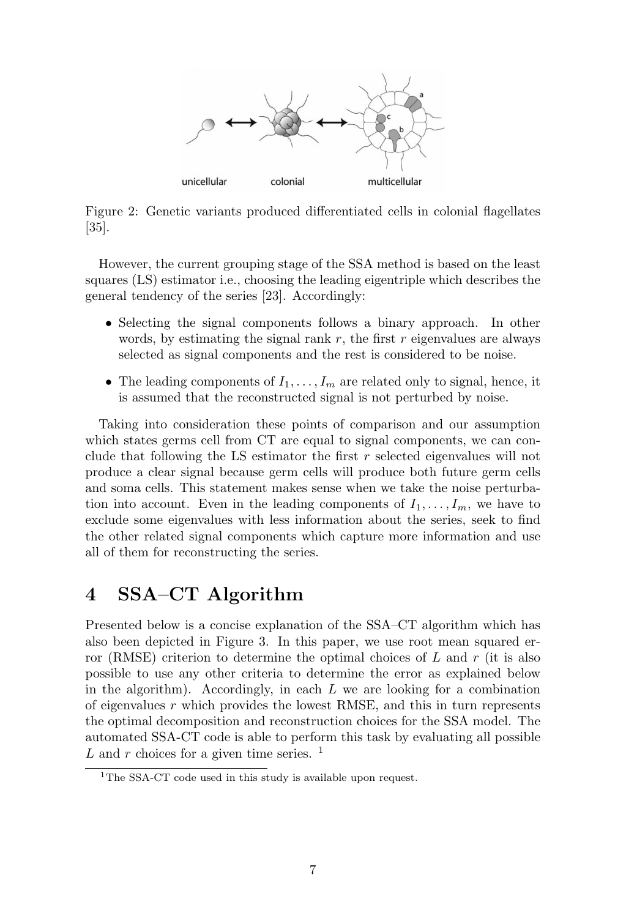unicellular

colonial

multicellular

Figure 2: Genetic variants produced differentiated cells in colonial flagellates [35].

However, the current grouping stage of the SSA method is based on the least squares (LS) estimator i.e., choosing the leading eigentriple which describes the general tendency of the series [23]. Accordingly:

- Selecting the signal components follows a binary approach. In other words, by estimating the signal rank $r$, the first $r$ eigenvalues are always selected as signal components and the rest is considered to be noise.
- The leading components of $I_1, \ldots, I_m$ are related only to signal, hence, it is assumed that the reconstructed signal is not perturbed by noise.

Taking into consideration these points of comparison and our assumption which states germs cell from CT are equal to signal components, we can conclude that following the LS estimator the first $r$ selected eigenvalues will not produce a clear signal because germ cells will produce both future germ cells and soma cells. This statement makes sense when we take the noise perturbation into account. Even in the leading components of $I_1, \ldots, I_m$, we have to exclude some eigenvalues with less information about the series, seek to find the other related signal components which capture more information and use all of them for reconstructing the series.

# 4 SSA–CT Algorithm

Presented below is a concise explanation of the SSA–CT algorithm which has also been depicted in Figure 3. In this paper, we use root mean squared error (RMSE) criterion to determine the optimal choices of $L$ and $r$ (it is also possible to use any other criteria to determine the error as explained below in the algorithm). Accordingly, in each $L$ we are looking for a combination of eigenvalues $r$ which provides the lowest RMSE, and this in turn represents the optimal decomposition and reconstruction choices for the SSA model. The automated SSA-CT code is able to perform this task by evaluating all possible $L$ and $r$ choices for a given time series. [1]

[1] The SSA-CT code used in this study is available upon request.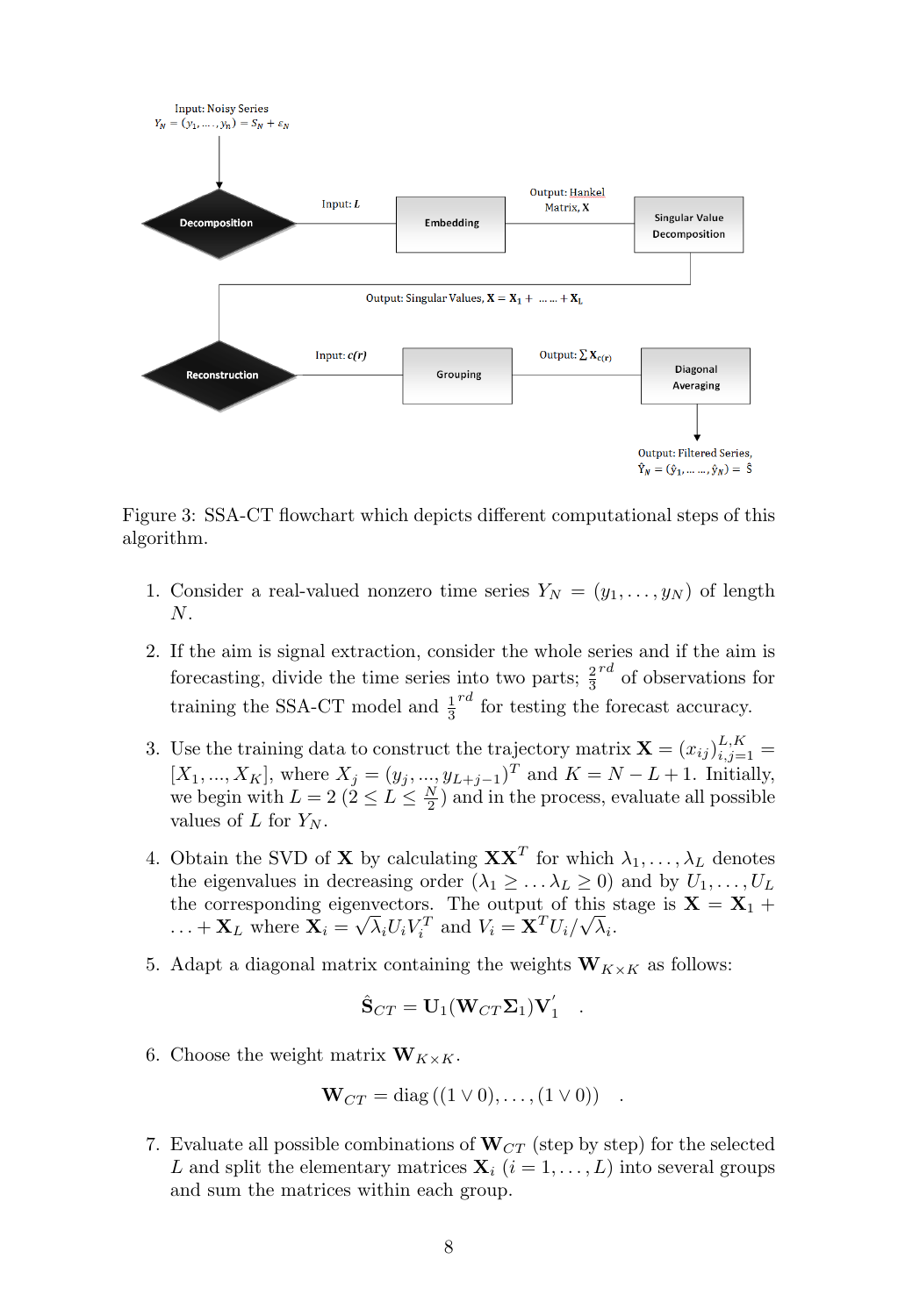Input: Noisy Series
$Y_N = (y_1, \ldots, y_n) = S_N + \varepsilon_N$

Decomposition

Input: $L$

Embedding

Output: Hankel Matrix, $\mathbf{X}$

Singular Value Decomposition

Output: Singular Values, $\mathbf{X} = \mathbf{X}_1 + \ldots\ldots + \mathbf{X}_L$

Reconstruction

Input: $c(r)$

Grouping

Output: $\sum \mathbf{X}_{c(r)}$

Diagonal Averaging

Output: Filtered Series,
$\hat{Y}_N = (\hat{y}_1, \ldots\ldots, \hat{y}_N) = \hat{S}$

Figure 3: SSA-CT flowchart which depicts different computational steps of this algorithm.

1. Consider a real-valued nonzero time series $Y_N = (y_1, \ldots, y_N)$ of length $N$.

2. If the aim is signal extraction, consider the whole series and if the aim is forecasting, divide the time series into two parts; $\frac{2}{3}^{rd}$ of observations for training the SSA-CT model and $\frac{1}{3}^{rd}$ for testing the forecast accuracy.

3. Use the training data to construct the trajectory matrix $\mathbf{X} = (x_{ij})_{i,j=1}^{L,K} = [X_1, ..., X_K]$, where $X_j = (y_j, ..., y_{L+j-1})^T$ and $K = N - L + 1$. Initially, we begin with $L = 2$ ($2 \leq L \leq \frac{N}{2}$) and in the process, evaluate all possible values of $L$ for $Y_N$.

4. Obtain the SVD of $\mathbf{X}$ by calculating $\mathbf{X}\mathbf{X}^T$ for which $\lambda_1, \ldots, \lambda_L$ denotes the eigenvalues in decreasing order ($\lambda_1 \geq \ldots \lambda_L \geq 0$) and by $U_1, \ldots, U_L$ the corresponding eigenvectors. The output of this stage is $\mathbf{X} = \mathbf{X}_1 + \ldots + \mathbf{X}_L$ where $\mathbf{X}_i = \sqrt{\lambda_i} U_i V_i^T$ and $V_i = \mathbf{X}^T U_i / \sqrt{\lambda_i}$.

5. Adapt a diagonal matrix containing the weights $\mathbf{W}_{K \times K}$ as follows:

$$\hat{\mathbf{S}}_{CT} = \mathbf{U}_1(\mathbf{W}_{CT}\mathbf{\Sigma}_1)\mathbf{V}_1' \quad .$$

6. Choose the weight matrix $\mathbf{W}_{K \times K}$.

$$\mathbf{W}_{CT} = \mathrm{diag}\left((1 \vee 0), \ldots, (1 \vee 0)\right) \quad .$$

7. Evaluate all possible combinations of $\mathbf{W}_{CT}$ (step by step) for the selected $L$ and split the elementary matrices $\mathbf{X}_i$ ($i = 1, \ldots, L$) into several groups and sum the matrices within each group.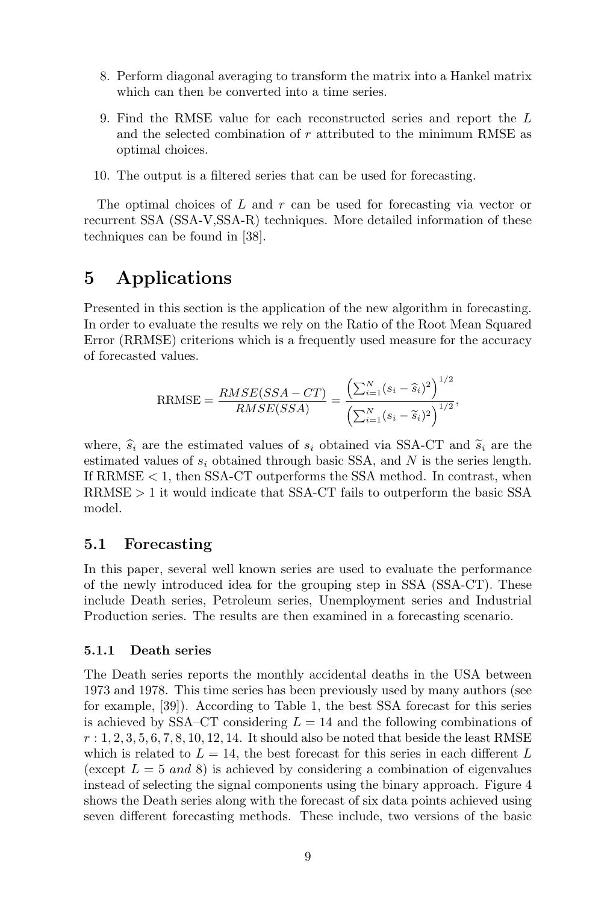8. Perform diagonal averaging to transform the matrix into a Hankel matrix which can then be converted into a time series.
9. Find the RMSE value for each reconstructed series and report the $L$ and the selected combination of $r$ attributed to the minimum RMSE as optimal choices.
10. The output is a filtered series that can be used for forecasting.

The optimal choices of $L$ and $r$ can be used for forecasting via vector or recurrent SSA (SSA-V,SSA-R) techniques. More detailed information of these techniques can be found in [38].

# 5 Applications

Presented in this section is the application of the new algorithm in forecasting. In order to evaluate the results we rely on the Ratio of the Root Mean Squared Error (RRMSE) criterions which is a frequently used measure for the accuracy of forecasted values.

$$\text{RRMSE} = \frac{RMSE(SSA-CT)}{RMSE(SSA)} = \frac{\left(\sum_{i=1}^{N}(s_i - \widehat{s}_i)^2\right)^{1/2}}{\left(\sum_{i=1}^{N}(s_i - \widetilde{s}_i)^2\right)^{1/2}},$$

where, $\widehat{s}_i$ are the estimated values of $s_i$ obtained via SSA-CT and $\widetilde{s}_i$ are the estimated values of $s_i$ obtained through basic SSA, and $N$ is the series length. If RRMSE $< 1$, then SSA-CT outperforms the SSA method. In contrast, when RRMSE $> 1$ it would indicate that SSA-CT fails to outperform the basic SSA model.

## 5.1 Forecasting

In this paper, several well known series are used to evaluate the performance of the newly introduced idea for the grouping step in SSA (SSA-CT). These include Death series, Petroleum series, Unemployment series and Industrial Production series. The results are then examined in a forecasting scenario.

### 5.1.1 Death series

The Death series reports the monthly accidental deaths in the USA between 1973 and 1978. This time series has been previously used by many authors (see for example, [39]). According to Table 1, the best SSA forecast for this series is achieved by SSA–CT considering $L = 14$ and the following combinations of $r : 1, 2, 3, 5, 6, 7, 8, 10, 12, 14$. It should also be noted that beside the least RMSE which is related to $L = 14$, the best forecast for this series in each different $L$ (except $L = 5$ *and* 8) is achieved by considering a combination of eigenvalues instead of selecting the signal components using the binary approach. Figure 4 shows the Death series along with the forecast of six data points achieved using seven different forecasting methods. These include, two versions of the basic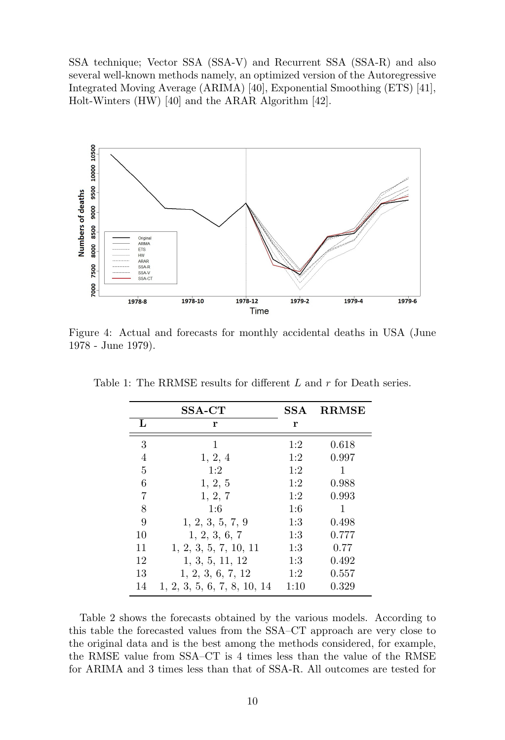SSA technique; Vector SSA (SSA-V) and Recurrent SSA (SSA-R) and also several well-known methods namely, an optimized version of the Autoregressive Integrated Moving Average (ARIMA) [40], Exponential Smoothing (ETS) [41], Holt-Winters (HW) [40] and the ARAR Algorithm [42].

Numbers of deaths
7000
7500
8000
8500
9000
9500
10000
10500
1978-8
1978-10
1978-12
1979-2
1979-4
1979-6
Time
Original
ARIMA
ETS
HW
ARAR
SSA-R
SSA-V
SSA-CT

Figure 4: Actual and forecasts for monthly accidental deaths in USA (June 1978 - June 1979).

Table 1: The RRMSE results for different $L$ and $r$ for Death series.

| SSA-CT | | SSA | RRMSE |
|---|---|---|---|
| **L** | **r** | **r** | |
| 3 | 1 | 1:2 | 0.618 |
| 4 | 1, 2, 4 | 1:2 | 0.997 |
| 5 | 1:2 | 1:2 | 1 |
| 6 | 1, 2, 5 | 1:2 | 0.988 |
| 7 | 1, 2, 7 | 1:2 | 0.993 |
| 8 | 1:6 | 1:6 | 1 |
| 9 | 1, 2, 3, 5, 7, 9 | 1:3 | 0.498 |
| 10 | 1, 2, 3, 6, 7 | 1:3 | 0.777 |
| 11 | 1, 2, 3, 5, 7, 10, 11 | 1:3 | 0.77 |
| 12 | 1, 3, 5, 11, 12 | 1:3 | 0.492 |
| 13 | 1, 2, 3, 6, 7, 12 | 1:2 | 0.557 |
| 14 | 1, 2, 3, 5, 6, 7, 8, 10, 14 | 1:10 | 0.329 |

Table 2 shows the forecasts obtained by the various models. According to this table the forecasted values from the SSA–CT approach are very close to the original data and is the best among the methods considered, for example, the RMSE value from SSA–CT is 4 times less than the value of the RMSE for ARIMA and 3 times less than that of SSA-R. All outcomes are tested for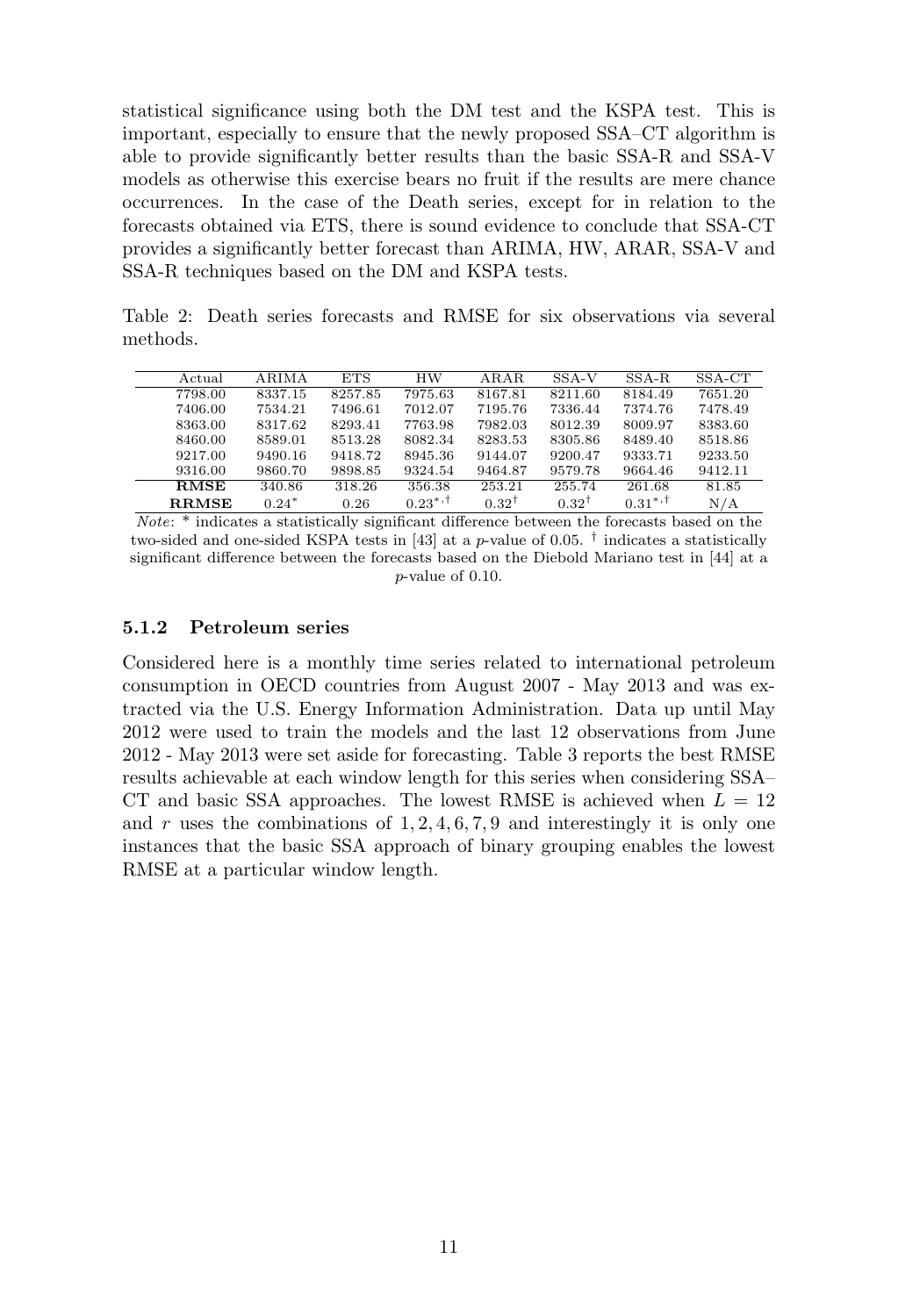statistical significance using both the DM test and the KSPA test. This is important, especially to ensure that the newly proposed SSA–CT algorithm is able to provide significantly better results than the basic SSA-R and SSA-V models as otherwise this exercise bears no fruit if the results are mere chance occurrences. In the case of the Death series, except for in relation to the forecasts obtained via ETS, there is sound evidence to conclude that SSA-CT provides a significantly better forecast than ARIMA, HW, ARAR, SSA-V and SSA-R techniques based on the DM and KSPA tests.

Table 2: Death series forecasts and RMSE for six observations via several methods.

| Actual | ARIMA | ETS | HW | ARAR | SSA-V | SSA-R | SSA-CT |
|---|---|---|---|---|---|---|---|
| 7798.00 | 8337.15 | 8257.85 | 7975.63 | 8167.81 | 8211.60 | 8184.49 | 7651.20 |
| 7406.00 | 7534.21 | 7496.61 | 7012.07 | 7195.76 | 7336.44 | 7374.76 | 7478.49 |
| 8363.00 | 8317.62 | 8293.41 | 7763.98 | 7982.03 | 8012.39 | 8009.97 | 8383.60 |
| 8460.00 | 8589.01 | 8513.28 | 8082.34 | 8283.53 | 8305.86 | 8489.40 | 8518.86 |
| 9217.00 | 9490.16 | 9418.72 | 8945.36 | 9144.07 | 9200.47 | 9333.71 | 9233.50 |
| 9316.00 | 9860.70 | 9898.85 | 9324.54 | 9464.87 | 9579.78 | 9664.46 | 9412.11 |
| **RMSE** | 340.86 | 318.26 | 356.38 | 253.21 | 255.74 | 261.68 | 81.85 |
| **RRMSE** | $0.24^{*}$ | 0.26 | $0.23^{*,\dagger}$ | $0.32^{\dagger}$ | $0.32^{\dagger}$ | $0.31^{*,\dagger}$ | N/A |

*Note*: * indicates a statistically significant difference between the forecasts based on the two-sided and one-sided KSPA tests in [43] at a *p*-value of 0.05. † indicates a statistically significant difference between the forecasts based on the Diebold Mariano test in [44] at a *p*-value of 0.10.

### 5.1.2 Petroleum series

Considered here is a monthly time series related to international petroleum consumption in OECD countries from August 2007 - May 2013 and was extracted via the U.S. Energy Information Administration. Data up until May 2012 were used to train the models and the last 12 observations from June 2012 - May 2013 were set aside for forecasting. Table 3 reports the best RMSE results achievable at each window length for this series when considering SSA–CT and basic SSA approaches. The lowest RMSE is achieved when $L = 12$ and $r$ uses the combinations of $1, 2, 4, 6, 7, 9$ and interestingly it is only one instances that the basic SSA approach of binary grouping enables the lowest RMSE at a particular window length.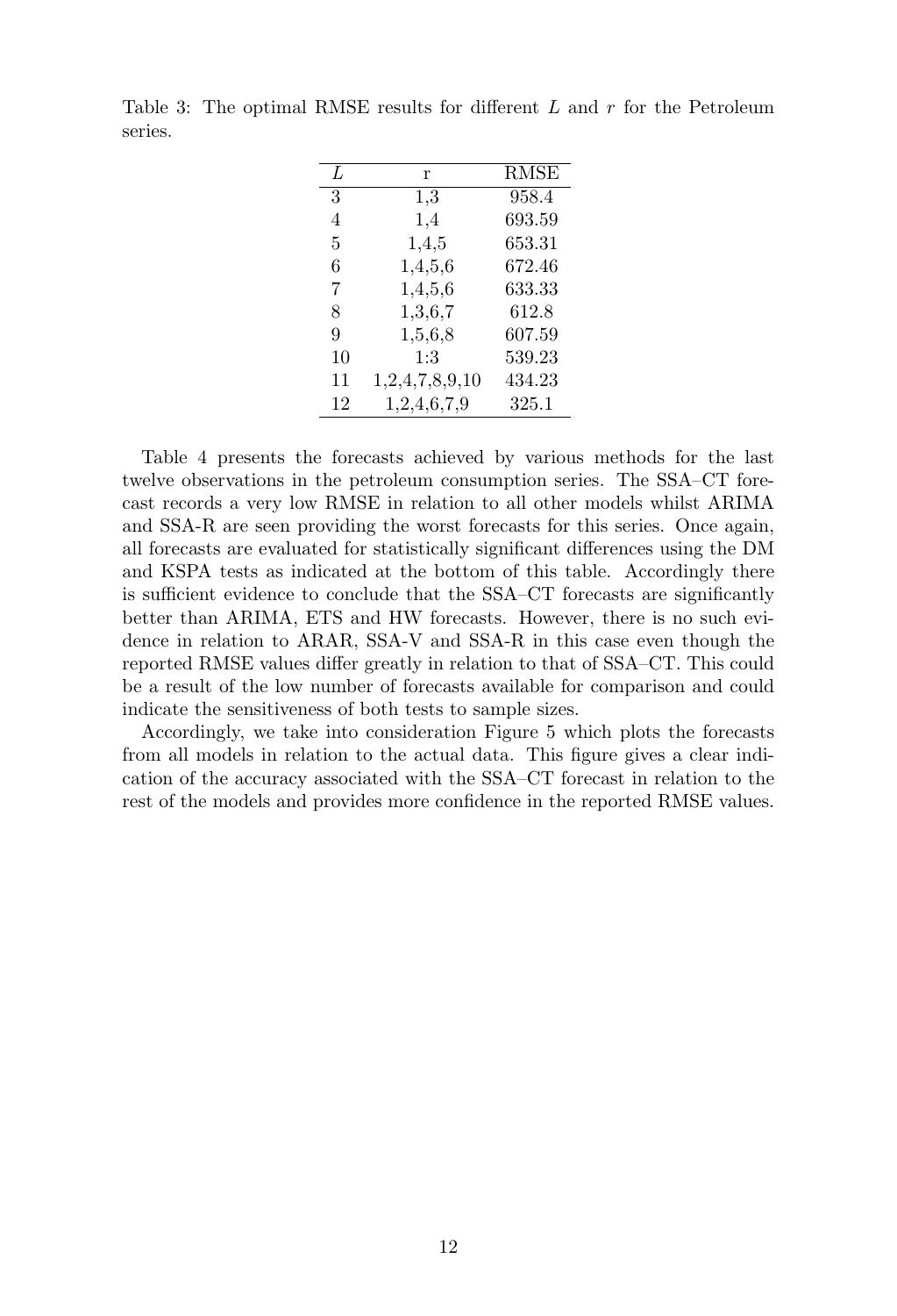Table 3: The optimal RMSE results for different $L$ and $r$ for the Petroleum series.

| $L$ | r | RMSE |
|---|---|---|
| 3 | 1,3 | 958.4 |
| 4 | 1,4 | 693.59 |
| 5 | 1,4,5 | 653.31 |
| 6 | 1,4,5,6 | 672.46 |
| 7 | 1,4,5,6 | 633.33 |
| 8 | 1,3,6,7 | 612.8 |
| 9 | 1,5,6,8 | 607.59 |
| 10 | 1:3 | 539.23 |
| 11 | 1,2,4,7,8,9,10 | 434.23 |
| 12 | 1,2,4,6,7,9 | 325.1 |

Table 4 presents the forecasts achieved by various methods for the last twelve observations in the petroleum consumption series. The SSA–CT forecast records a very low RMSE in relation to all other models whilst ARIMA and SSA-R are seen providing the worst forecasts for this series. Once again, all forecasts are evaluated for statistically significant differences using the DM and KSPA tests as indicated at the bottom of this table. Accordingly there is sufficient evidence to conclude that the SSA–CT forecasts are significantly better than ARIMA, ETS and HW forecasts. However, there is no such evidence in relation to ARAR, SSA-V and SSA-R in this case even though the reported RMSE values differ greatly in relation to that of SSA–CT. This could be a result of the low number of forecasts available for comparison and could indicate the sensitiveness of both tests to sample sizes.

Accordingly, we take into consideration Figure 5 which plots the forecasts from all models in relation to the actual data. This figure gives a clear indication of the accuracy associated with the SSA–CT forecast in relation to the rest of the models and provides more confidence in the reported RMSE values.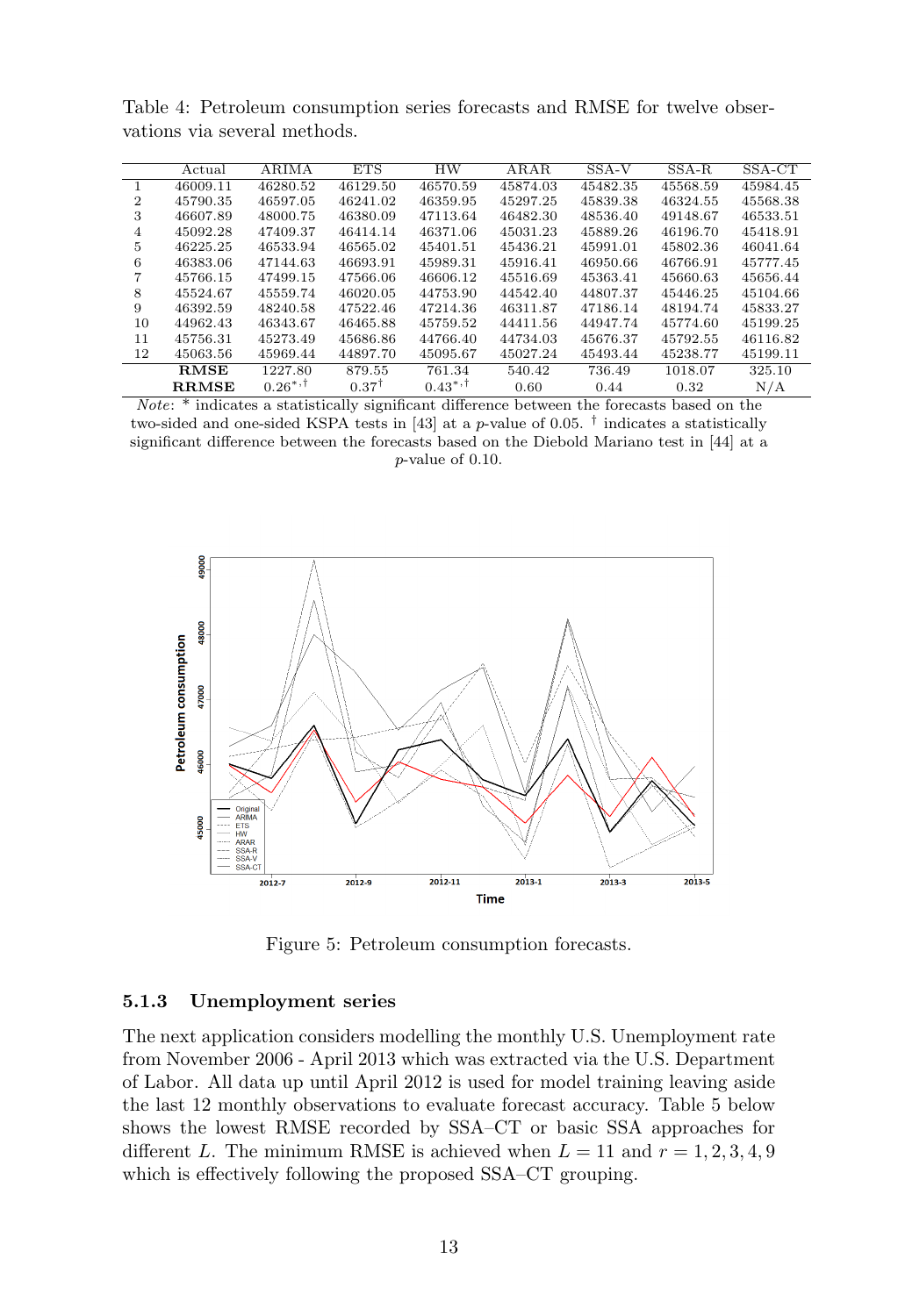Table 4: Petroleum consumption series forecasts and RMSE for twelve observations via several methods.

| | Actual | ARIMA | ETS | HW | ARAR | SSA-V | SSA-R | SSA-CT |
|---|---|---|---|---|---|---|---|---|
| 1 | 46009.11 | 46280.52 | 46129.50 | 46570.59 | 45874.03 | 45482.35 | 45568.59 | 45984.45 |
| 2 | 45790.35 | 46597.05 | 46241.02 | 46359.95 | 45297.25 | 45839.38 | 46324.55 | 45568.38 |
| 3 | 46607.89 | 48000.75 | 46380.09 | 47113.64 | 46482.30 | 48536.40 | 49148.67 | 46533.51 |
| 4 | 45092.28 | 47409.37 | 46414.14 | 46371.06 | 45031.23 | 45889.26 | 46196.70 | 45418.91 |
| 5 | 46225.25 | 46533.94 | 46565.02 | 45401.51 | 45436.21 | 45991.01 | 45802.36 | 46041.64 |
| 6 | 46383.06 | 47144.63 | 46693.91 | 45989.31 | 45916.41 | 46950.66 | 46766.91 | 45777.45 |
| 7 | 45766.15 | 47499.15 | 47566.06 | 46606.12 | 45516.69 | 45363.41 | 45660.63 | 45656.44 |
| 8 | 45524.67 | 45559.74 | 46020.05 | 44753.90 | 44542.40 | 44807.37 | 45446.25 | 45104.66 |
| 9 | 46392.59 | 48240.58 | 47522.46 | 47214.36 | 46311.87 | 47186.14 | 48194.74 | 45833.27 |
| 10 | 44962.43 | 46343.67 | 46465.88 | 45759.52 | 44411.56 | 44947.74 | 45774.60 | 45199.25 |
| 11 | 45756.31 | 45273.49 | 45686.86 | 44766.40 | 44734.03 | 45676.37 | 45792.55 | 46116.82 |
| 12 | 45063.56 | 45969.44 | 44897.70 | 45095.67 | 45027.24 | 45493.44 | 45238.77 | 45199.11 |
| | **RMSE** | 1227.80 | 879.55 | 761.34 | 540.42 | 736.49 | 1018.07 | 325.10 |
| | **RRMSE** | $0.26^{*,\dagger}$ | $0.37^{\dagger}$ | $0.43^{*,\dagger}$ | 0.60 | 0.44 | 0.32 | N/A |

*Note*: * indicates a statistically significant difference between the forecasts based on the two-sided and one-sided KSPA tests in [43] at a $p$-value of 0.05. † indicates a statistically significant difference between the forecasts based on the Diebold Mariano test in [44] at a $p$-value of 0.10.

Petroleum consumption

49000
48000
47000
46000
45000

Original
ARIMA
ETS
HW
ARAR
SSA-R
SSA-V
SSA-CT

2012-7
2012-9
2012-11
2013-1
2013-3
2013-5

Time

Figure 5: Petroleum consumption forecasts.

### 5.1.3 Unemployment series

The next application considers modelling the monthly U.S. Unemployment rate from November 2006 - April 2013 which was extracted via the U.S. Department of Labor. All data up until April 2012 is used for model training leaving aside the last 12 monthly observations to evaluate forecast accuracy. Table 5 below shows the lowest RMSE recorded by SSA–CT or basic SSA approaches for different $L$. The minimum RMSE is achieved when $L = 11$ and $r = 1, 2, 3, 4, 9$ which is effectively following the proposed SSA–CT grouping.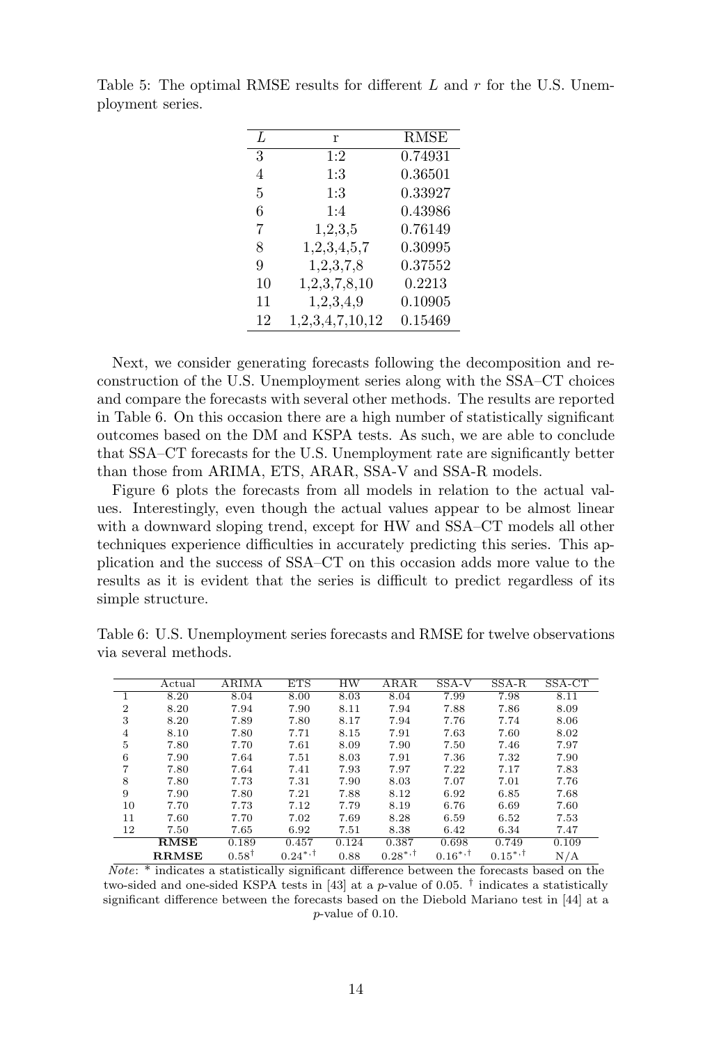Table 5: The optimal RMSE results for different $L$ and $r$ for the U.S. Unemployment series.

| $L$ | r | RMSE |
|---|---|---|
| 3 | 1:2 | 0.74931 |
| 4 | 1:3 | 0.36501 |
| 5 | 1:3 | 0.33927 |
| 6 | 1:4 | 0.43986 |
| 7 | 1,2,3,5 | 0.76149 |
| 8 | 1,2,3,4,5,7 | 0.30995 |
| 9 | 1,2,3,7,8 | 0.37552 |
| 10 | 1,2,3,7,8,10 | 0.2213 |
| 11 | 1,2,3,4,9 | 0.10905 |
| 12 | 1,2,3,4,7,10,12 | 0.15469 |

Next, we consider generating forecasts following the decomposition and reconstruction of the U.S. Unemployment series along with the SSA–CT choices and compare the forecasts with several other methods. The results are reported in Table 6. On this occasion there are a high number of statistically significant outcomes based on the DM and KSPA tests. As such, we are able to conclude that SSA–CT forecasts for the U.S. Unemployment rate are significantly better than those from ARIMA, ETS, ARAR, SSA-V and SSA-R models.

Figure 6 plots the forecasts from all models in relation to the actual values. Interestingly, even though the actual values appear to be almost linear with a downward sloping trend, except for HW and SSA–CT models all other techniques experience difficulties in accurately predicting this series. This application and the success of SSA–CT on this occasion adds more value to the results as it is evident that the series is difficult to predict regardless of its simple structure.

Table 6: U.S. Unemployment series forecasts and RMSE for twelve observations via several methods.

| | Actual | ARIMA | ETS | HW | ARAR | SSA-V | SSA-R | SSA-CT |
|---|---|---|---|---|---|---|---|---|
| 1 | 8.20 | 8.04 | 8.00 | 8.03 | 8.04 | 7.99 | 7.98 | 8.11 |
| 2 | 8.20 | 7.94 | 7.90 | 8.11 | 7.94 | 7.88 | 7.86 | 8.09 |
| 3 | 8.20 | 7.89 | 7.80 | 8.17 | 7.94 | 7.76 | 7.74 | 8.06 |
| 4 | 8.10 | 7.80 | 7.71 | 8.15 | 7.91 | 7.63 | 7.60 | 8.02 |
| 5 | 7.80 | 7.70 | 7.61 | 8.09 | 7.90 | 7.50 | 7.46 | 7.97 |
| 6 | 7.90 | 7.64 | 7.51 | 8.03 | 7.91 | 7.36 | 7.32 | 7.90 |
| 7 | 7.80 | 7.64 | 7.41 | 7.93 | 7.97 | 7.22 | 7.17 | 7.83 |
| 8 | 7.80 | 7.73 | 7.31 | 7.90 | 8.03 | 7.07 | 7.01 | 7.76 |
| 9 | 7.90 | 7.80 | 7.21 | 7.88 | 8.12 | 6.92 | 6.85 | 7.68 |
| 10 | 7.70 | 7.73 | 7.12 | 7.79 | 8.19 | 6.76 | 6.69 | 7.60 |
| 11 | 7.60 | 7.70 | 7.02 | 7.69 | 8.28 | 6.59 | 6.52 | 7.53 |
| 12 | 7.50 | 7.65 | 6.92 | 7.51 | 8.38 | 6.42 | 6.34 | 7.47 |
| | **RMSE** | 0.189 | 0.457 | 0.124 | 0.387 | 0.698 | 0.749 | 0.109 |
| | **RRMSE** | $0.58^{\dagger}$ | $0.24^{*,\dagger}$ | 0.88 | $0.28^{*,\dagger}$ | $0.16^{*,\dagger}$ | $0.15^{*,\dagger}$ | N/A |

*Note*: * indicates a statistically significant difference between the forecasts based on the two-sided and one-sided KSPA tests in [43] at a $p$-value of 0.05. $^{\dagger}$ indicates a statistically significant difference between the forecasts based on the Diebold Mariano test in [44] at a $p$-value of 0.10.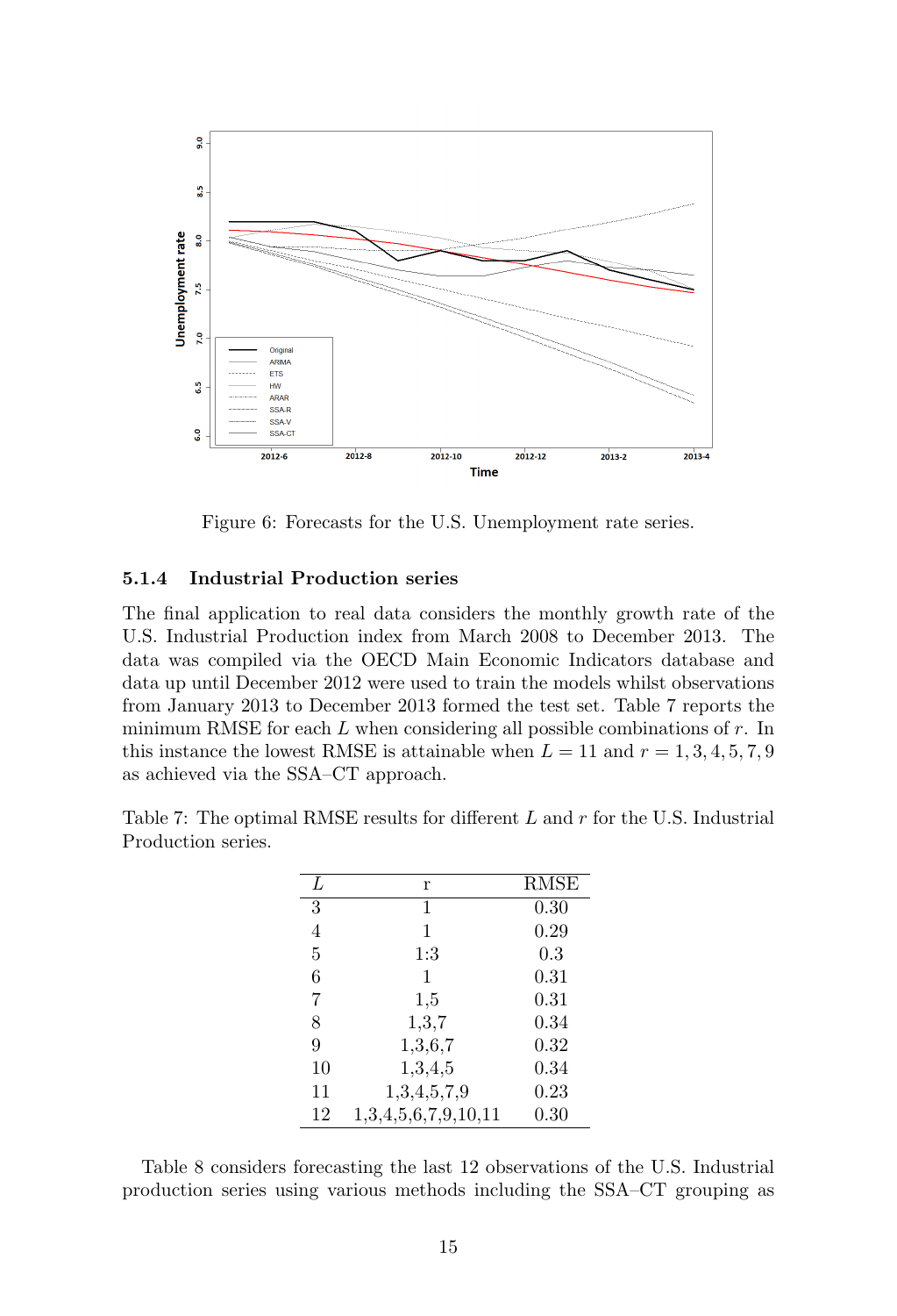Unemployment rate

9.0
8.5
8.0
7.5
7.0
6.5
6.0

Original
ARIMA
ETS
HW
ARAR
SSA-R
SSA-V
SSA-CT

2012-6
2012-8
2012-10
2012-12
2013-2
2013-4

Time

Figure 6: Forecasts for the U.S. Unemployment rate series.

#### 5.1.4 Industrial Production series

The final application to real data considers the monthly growth rate of the U.S. Industrial Production index from March 2008 to December 2013. The data was compiled via the OECD Main Economic Indicators database and data up until December 2012 were used to train the models whilst observations from January 2013 to December 2013 formed the test set. Table 7 reports the minimum RMSE for each $L$ when considering all possible combinations of $r$. In this instance the lowest RMSE is attainable when $L = 11$ and $r = 1, 3, 4, 5, 7, 9$ as achieved via the SSA–CT approach.

Table 7: The optimal RMSE results for different $L$ and $r$ for the U.S. Industrial Production series.

| $L$ | r | RMSE |
|---|---|---|
| 3 | 1 | 0.30 |
| 4 | 1 | 0.29 |
| 5 | 1:3 | 0.3 |
| 6 | 1 | 0.31 |
| 7 | 1,5 | 0.31 |
| 8 | 1,3,7 | 0.34 |
| 9 | 1,3,6,7 | 0.32 |
| 10 | 1,3,4,5 | 0.34 |
| 11 | 1,3,4,5,7,9 | 0.23 |
| 12 | 1,3,4,5,6,7,9,10,11 | 0.30 |

Table 8 considers forecasting the last 12 observations of the U.S. Industrial production series using various methods including the SSA–CT grouping as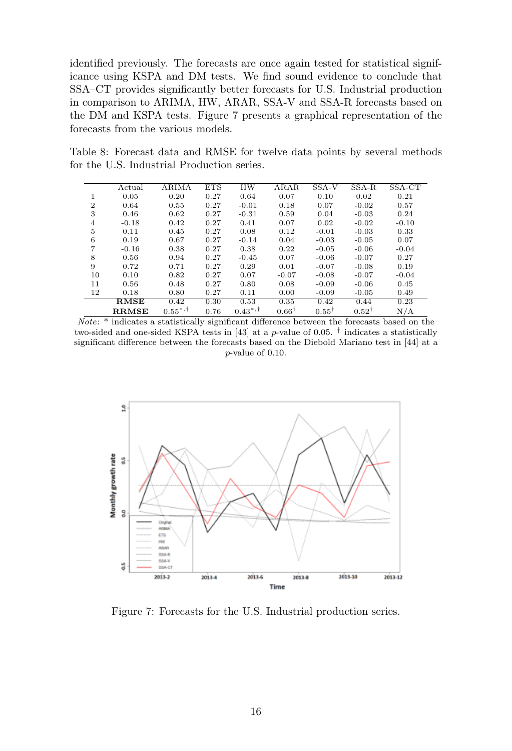identified previously. The forecasts are once again tested for statistical significance using KSPA and DM tests. We find sound evidence to conclude that SSA–CT provides significantly better forecasts for U.S. Industrial production in comparison to ARIMA, HW, ARAR, SSA-V and SSA-R forecasts based on the DM and KSPA tests. Figure 7 presents a graphical representation of the forecasts from the various models.

Table 8: Forecast data and RMSE for twelve data points by several methods for the U.S. Industrial Production series.

| | Actual | ARIMA | ETS | HW | ARAR | SSA-V | SSA-R | SSA-CT |
|---|---|---|---|---|---|---|---|---|
| 1 | 0.05 | 0.20 | 0.27 | 0.64 | 0.07 | 0.10 | 0.02 | 0.21 |
| 2 | 0.64 | 0.55 | 0.27 | -0.01 | 0.18 | 0.07 | -0.02 | 0.57 |
| 3 | 0.46 | 0.62 | 0.27 | -0.31 | 0.59 | 0.04 | -0.03 | 0.24 |
| 4 | -0.18 | 0.42 | 0.27 | 0.41 | 0.07 | 0.02 | -0.02 | -0.10 |
| 5 | 0.11 | 0.45 | 0.27 | 0.08 | 0.12 | -0.01 | -0.03 | 0.33 |
| 6 | 0.19 | 0.67 | 0.27 | -0.14 | 0.04 | -0.03 | -0.05 | 0.07 |
| 7 | -0.16 | 0.38 | 0.27 | 0.38 | 0.22 | -0.05 | -0.06 | -0.04 |
| 8 | 0.56 | 0.94 | 0.27 | -0.45 | 0.07 | -0.06 | -0.07 | 0.27 |
| 9 | 0.72 | 0.71 | 0.27 | 0.29 | 0.01 | -0.07 | -0.08 | 0.19 |
| 10 | 0.10 | 0.82 | 0.27 | 0.07 | -0.07 | -0.08 | -0.07 | -0.04 |
| 11 | 0.56 | 0.48 | 0.27 | 0.80 | 0.08 | -0.09 | -0.06 | 0.45 |
| 12 | 0.18 | 0.80 | 0.27 | 0.11 | 0.00 | -0.09 | -0.05 | 0.49 |
| | **RMSE** | 0.42 | 0.30 | 0.53 | 0.35 | 0.42 | 0.44 | 0.23 |
| | **RRMSE** | $0.55^{*,\dagger}$ | 0.76 | $0.43^{*,\dagger}$ | $0.66^{\dagger}$ | $0.55^{\dagger}$ | $0.52^{\dagger}$ | N/A |

*Note*: * indicates a statistically significant difference between the forecasts based on the two-sided and one-sided KSPA tests in [43] at a $p$-value of 0.05. $\dagger$ indicates a statistically significant difference between the forecasts based on the Diebold Mariano test in [44] at a $p$-value of 0.10.

1.0
0.5
0.0
-0.5
Monthly growth rate
Original
ARIMA
ETS
HW
ARAR
SSA-R
SSA-V
SSA-CT
2013-2
2013-4
2013-6
2013-8
2013-10
2013-12
Time

Figure 7: Forecasts for the U.S. Industrial production series.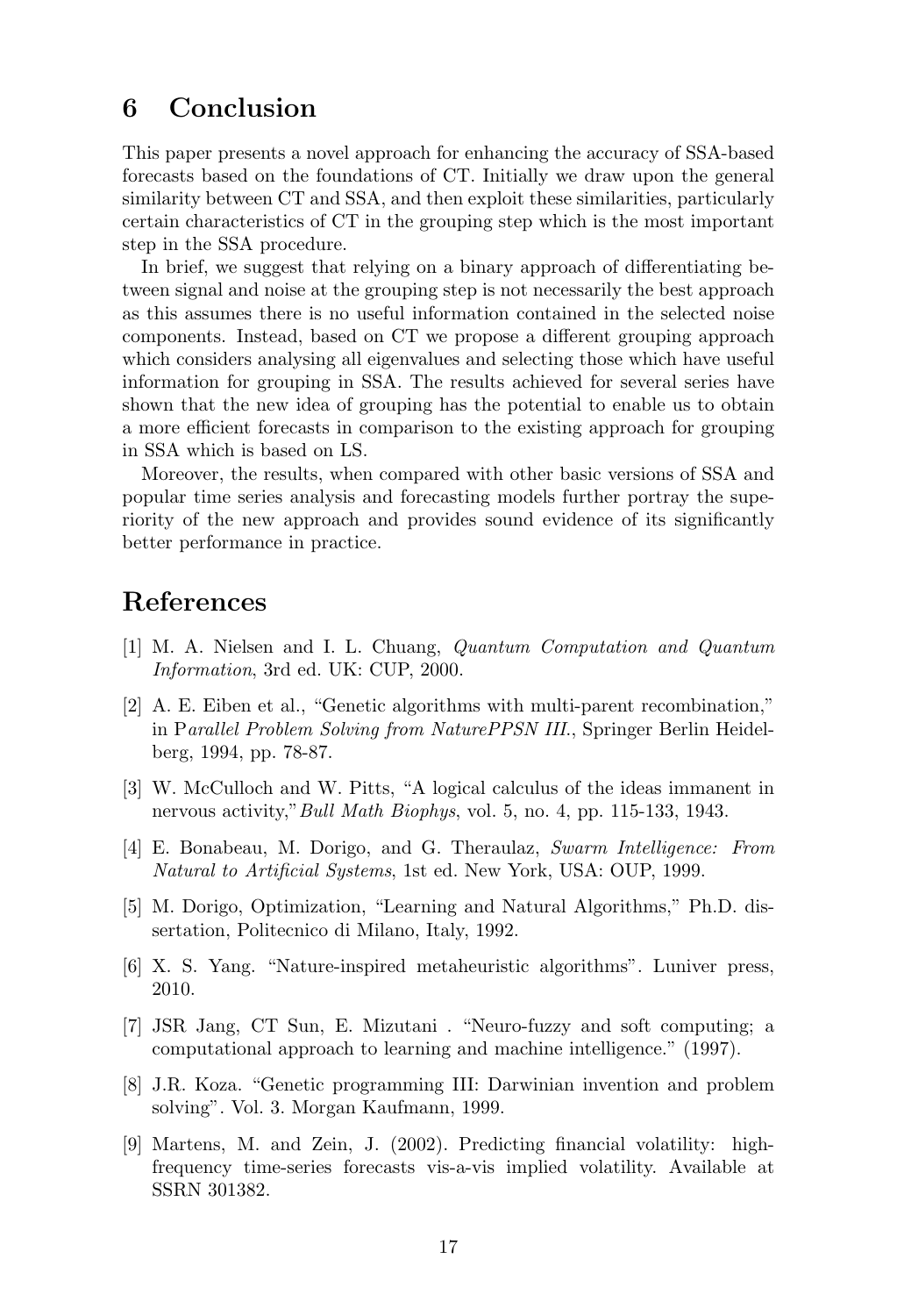# 6 Conclusion

This paper presents a novel approach for enhancing the accuracy of SSA-based forecasts based on the foundations of CT. Initially we draw upon the general similarity between CT and SSA, and then exploit these similarities, particularly certain characteristics of CT in the grouping step which is the most important step in the SSA procedure.

In brief, we suggest that relying on a binary approach of differentiating between signal and noise at the grouping step is not necessarily the best approach as this assumes there is no useful information contained in the selected noise components. Instead, based on CT we propose a different grouping approach which considers analysing all eigenvalues and selecting those which have useful information for grouping in SSA. The results achieved for several series have shown that the new idea of grouping has the potential to enable us to obtain a more efficient forecasts in comparison to the existing approach for grouping in SSA which is based on LS.

Moreover, the results, when compared with other basic versions of SSA and popular time series analysis and forecasting models further portray the superiority of the new approach and provides sound evidence of its significantly better performance in practice.

# References

[1] M. A. Nielsen and I. L. Chuang, *Quantum Computation and Quantum Information*, 3rd ed. UK: CUP, 2000.

[2] A. E. Eiben et al., "Genetic algorithms with multi-parent recombination," in P*arallel Problem Solving from NaturePPSN III.*, Springer Berlin Heidelberg, 1994, pp. 78-87.

[3] W. McCulloch and W. Pitts, "A logical calculus of the ideas immanent in nervous activity,"*Bull Math Biophys*, vol. 5, no. 4, pp. 115-133, 1943.

[4] E. Bonabeau, M. Dorigo, and G. Theraulaz, *Swarm Intelligence: From Natural to Artificial Systems*, 1st ed. New York, USA: OUP, 1999.

[5] M. Dorigo, Optimization, "Learning and Natural Algorithms," Ph.D. dissertation, Politecnico di Milano, Italy, 1992.

[6] X. S. Yang. "Nature-inspired metaheuristic algorithms". Luniver press, 2010.

[7] JSR Jang, CT Sun, E. Mizutani . "Neuro-fuzzy and soft computing; a computational approach to learning and machine intelligence." (1997).

[8] J.R. Koza. "Genetic programming III: Darwinian invention and problem solving". Vol. 3. Morgan Kaufmann, 1999.

[9] Martens, M. and Zein, J. (2002). Predicting financial volatility: high-frequency time-series forecasts vis-a-vis implied volatility. Available at SSRN 301382.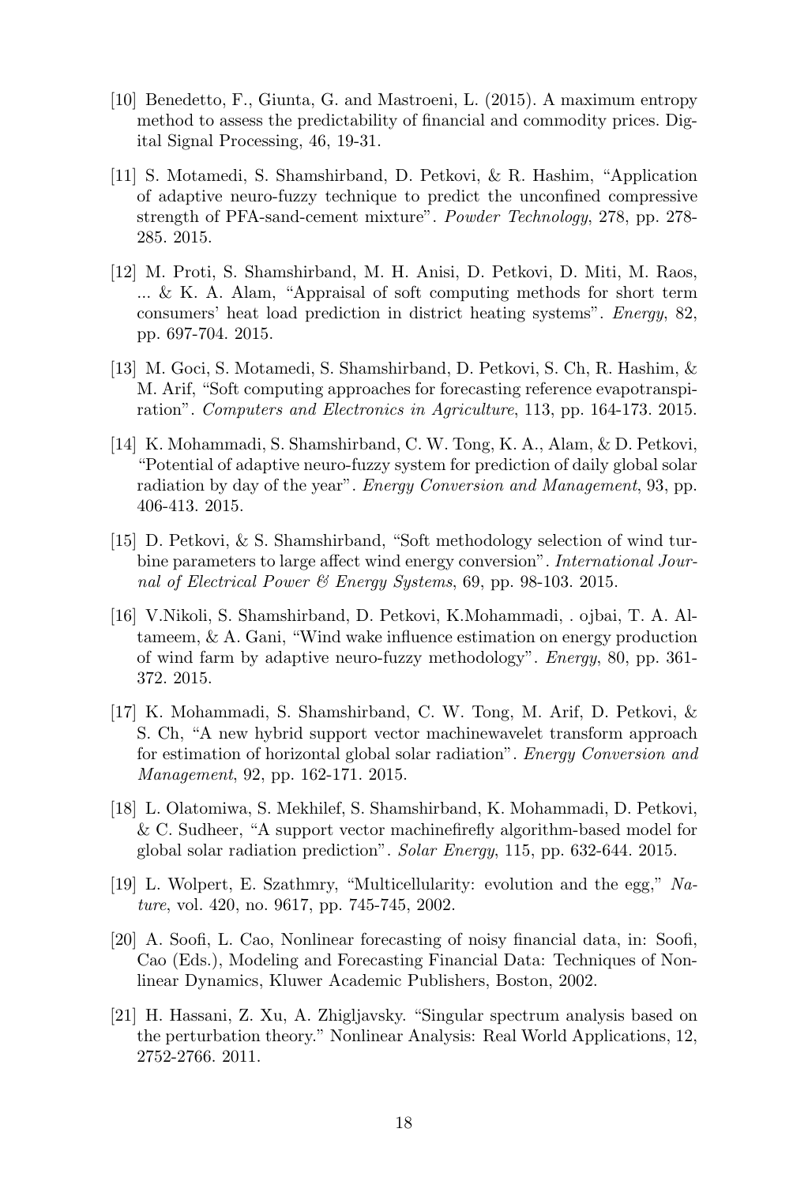[10] Benedetto, F., Giunta, G. and Mastroeni, L. (2015). A maximum entropy method to assess the predictability of financial and commodity prices. Digital Signal Processing, 46, 19-31.

[11] S. Motamedi, S. Shamshirband, D. Petkovi, & R. Hashim, "Application of adaptive neuro-fuzzy technique to predict the unconfined compressive strength of PFA-sand-cement mixture". *Powder Technology*, 278, pp. 278-285. 2015.

[12] M. Proti, S. Shamshirband, M. H. Anisi, D. Petkovi, D. Miti, M. Raos, ... & K. A. Alam, "Appraisal of soft computing methods for short term consumers' heat load prediction in district heating systems". *Energy*, 82, pp. 697-704. 2015.

[13] M. Goci, S. Motamedi, S. Shamshirband, D. Petkovi, S. Ch, R. Hashim, & M. Arif, "Soft computing approaches for forecasting reference evapotranspiration". *Computers and Electronics in Agriculture*, 113, pp. 164-173. 2015.

[14] K. Mohammadi, S. Shamshirband, C. W. Tong, K. A., Alam, & D. Petkovi, "Potential of adaptive neuro-fuzzy system for prediction of daily global solar radiation by day of the year". *Energy Conversion and Management*, 93, pp. 406-413. 2015.

[15] D. Petkovi, & S. Shamshirband, "Soft methodology selection of wind turbine parameters to large affect wind energy conversion". *International Journal of Electrical Power & Energy Systems*, 69, pp. 98-103. 2015.

[16] V.Nikoli, S. Shamshirband, D. Petkovi, K.Mohammadi, . ojbai, T. A. Altameem, & A. Gani, "Wind wake influence estimation on energy production of wind farm by adaptive neuro-fuzzy methodology". *Energy*, 80, pp. 361-372. 2015.

[17] K. Mohammadi, S. Shamshirband, C. W. Tong, M. Arif, D. Petkovi, & S. Ch, "A new hybrid support vector machinewavelet transform approach for estimation of horizontal global solar radiation". *Energy Conversion and Management*, 92, pp. 162-171. 2015.

[18] L. Olatomiwa, S. Mekhilef, S. Shamshirband, K. Mohammadi, D. Petkovi, & C. Sudheer, "A support vector machinefirefly algorithm-based model for global solar radiation prediction". *Solar Energy*, 115, pp. 632-644. 2015.

[19] L. Wolpert, E. Szathmry, "Multicellularity: evolution and the egg," *Nature*, vol. 420, no. 9617, pp. 745-745, 2002.

[20] A. Soofi, L. Cao, Nonlinear forecasting of noisy financial data, in: Soofi, Cao (Eds.), Modeling and Forecasting Financial Data: Techniques of Nonlinear Dynamics, Kluwer Academic Publishers, Boston, 2002.

[21] H. Hassani, Z. Xu, A. Zhigljavsky. "Singular spectrum analysis based on the perturbation theory." Nonlinear Analysis: Real World Applications, 12, 2752-2766. 2011.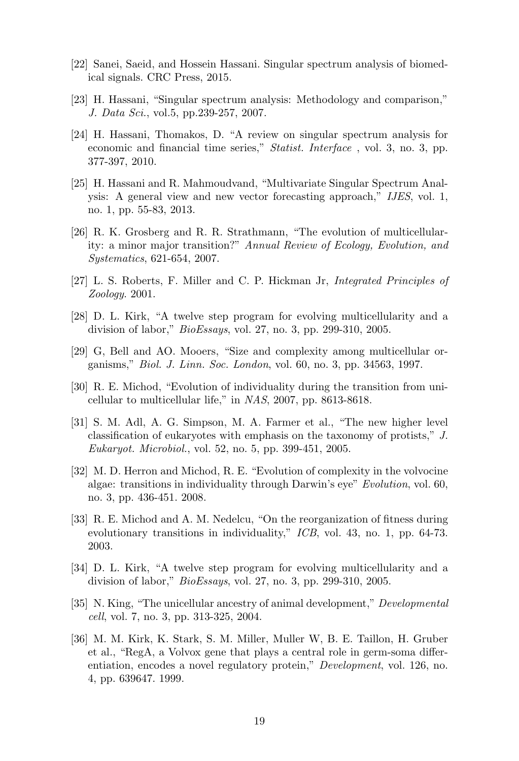[22] Sanei, Saeid, and Hossein Hassani. Singular spectrum analysis of biomedical signals. CRC Press, 2015.

[23] H. Hassani, "Singular spectrum analysis: Methodology and comparison," *J. Data Sci.*, vol.5, pp.239-257, 2007.

[24] H. Hassani, Thomakos, D. "A review on singular spectrum analysis for economic and financial time series," *Statist. Interface* , vol. 3, no. 3, pp. 377-397, 2010.

[25] H. Hassani and R. Mahmoudvand, "Multivariate Singular Spectrum Analysis: A general view and new vector forecasting approach," *IJES*, vol. 1, no. 1, pp. 55-83, 2013.

[26] R. K. Grosberg and R. R. Strathmann, "The evolution of multicellularity: a minor major transition?" *Annual Review of Ecology, Evolution, and Systematics*, 621-654, 2007.

[27] L. S. Roberts, F. Miller and C. P. Hickman Jr, *Integrated Principles of Zoology.* 2001.

[28] D. L. Kirk, "A twelve step program for evolving multicellularity and a division of labor," *BioEssays*, vol. 27, no. 3, pp. 299-310, 2005.

[29] G, Bell and AO. Mooers, "Size and complexity among multicellular organisms," *Biol. J. Linn. Soc. London*, vol. 60, no. 3, pp. 34563, 1997.

[30] R. E. Michod, "Evolution of individuality during the transition from unicellular to multicellular life," in *NAS*, 2007, pp. 8613-8618.

[31] S. M. Adl, A. G. Simpson, M. A. Farmer et al., "The new higher level classification of eukaryotes with emphasis on the taxonomy of protists," *J. Eukaryot. Microbiol.*, vol. 52, no. 5, pp. 399-451, 2005.

[32] M. D. Herron and Michod, R. E. "Evolution of complexity in the volvocine algae: transitions in individuality through Darwin's eye" *Evolution*, vol. 60, no. 3, pp. 436-451. 2008.

[33] R. E. Michod and A. M. Nedelcu, "On the reorganization of fitness during evolutionary transitions in individuality," *ICB*, vol. 43, no. 1, pp. 64-73. 2003.

[34] D. L. Kirk, "A twelve step program for evolving multicellularity and a division of labor," *BioEssays*, vol. 27, no. 3, pp. 299-310, 2005.

[35] N. King, "The unicellular ancestry of animal development," *Developmental cell*, vol. 7, no. 3, pp. 313-325, 2004.

[36] M. M. Kirk, K. Stark, S. M. Miller, Muller W, B. E. Taillon, H. Gruber et al., "RegA, a Volvox gene that plays a central role in germ-soma differentiation, encodes a novel regulatory protein," *Development*, vol. 126, no. 4, pp. 639647. 1999.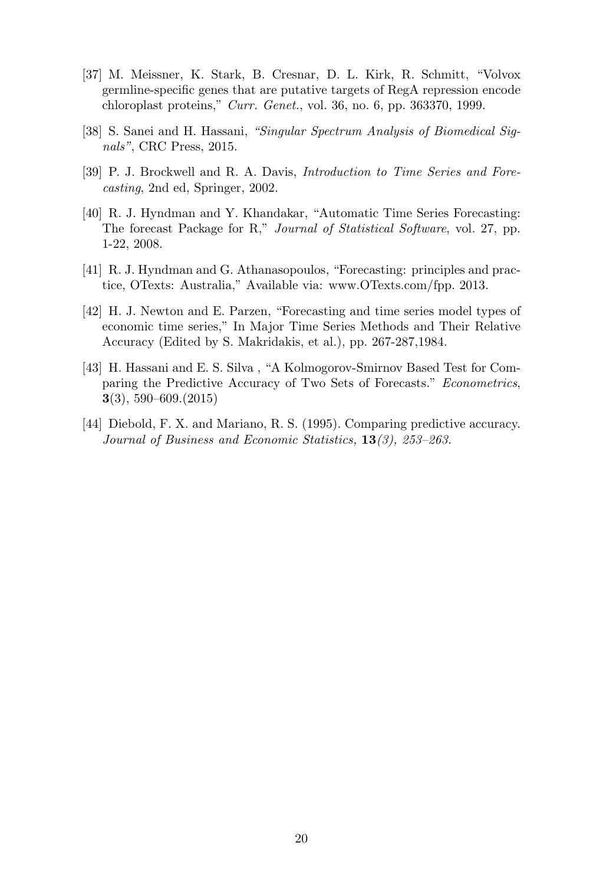[37] M. Meissner, K. Stark, B. Cresnar, D. L. Kirk, R. Schmitt, "Volvox germline-specific genes that are putative targets of RegA repression encode chloroplast proteins," *Curr. Genet.*, vol. 36, no. 6, pp. 363370, 1999.

[38] S. Sanei and H. Hassani, *"Singular Spectrum Analysis of Biomedical Signals"*, CRC Press, 2015.

[39] P. J. Brockwell and R. A. Davis, *Introduction to Time Series and Forecasting*, 2nd ed, Springer, 2002.

[40] R. J. Hyndman and Y. Khandakar, "Automatic Time Series Forecasting: The forecast Package for R," *Journal of Statistical Software*, vol. 27, pp. 1-22, 2008.

[41] R. J. Hyndman and G. Athanasopoulos, "Forecasting: principles and practice, OTexts: Australia," Available via: www.OTexts.com/fpp. 2013.

[42] H. J. Newton and E. Parzen, "Forecasting and time series model types of economic time series," In Major Time Series Methods and Their Relative Accuracy (Edited by S. Makridakis, et al.), pp. 267-287,1984.

[43] H. Hassani and E. S. Silva , "A Kolmogorov-Smirnov Based Test for Comparing the Predictive Accuracy of Two Sets of Forecasts." *Econometrics*, **3**(3), 590–609.(2015)

[44] Diebold, F. X. and Mariano, R. S. (1995). Comparing predictive accuracy. *Journal of Business and Economic Statistics,* **13***(3), 253–263.*